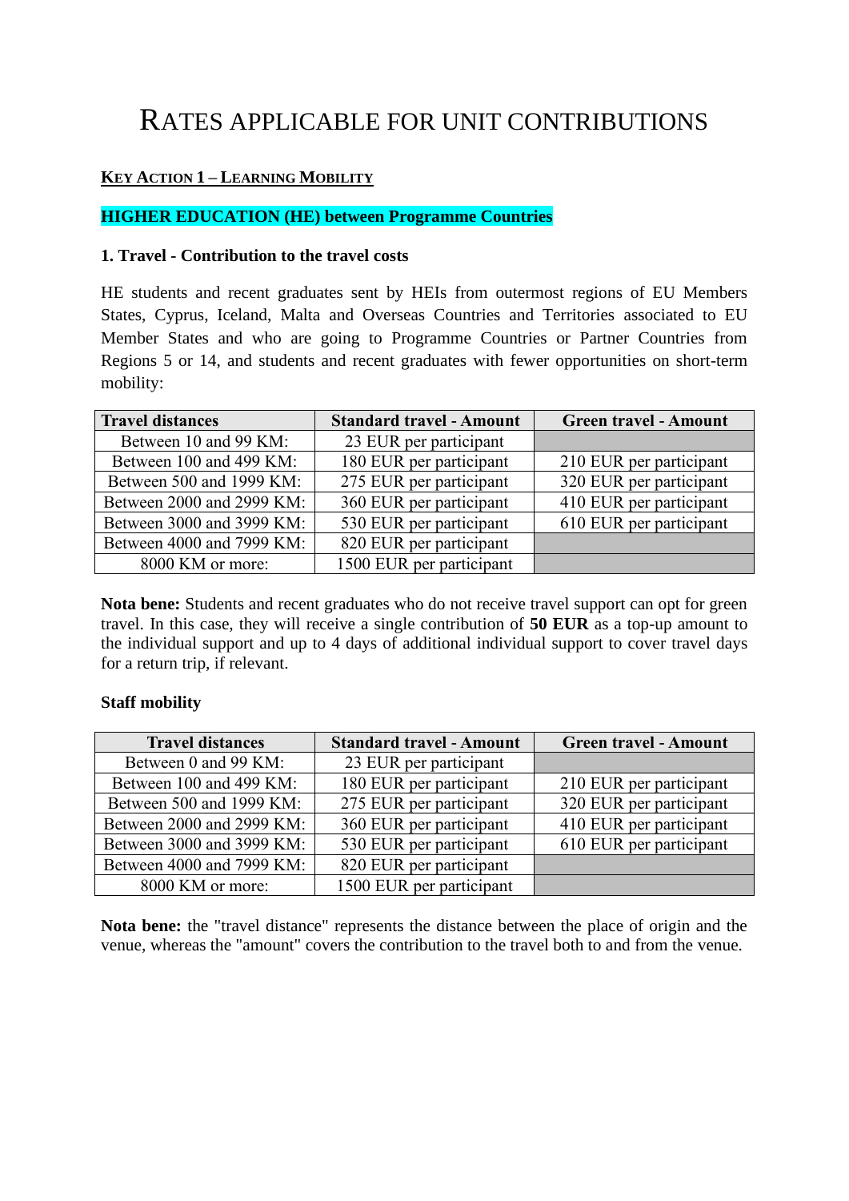# RATES APPLICABLE FOR UNIT CONTRIBUTIONS

## KEY ACTION 1 – LEARNING MOBILITY

### HIGHER EDUCATION (HE) between Programme Countries

**1. Travel - Contribution to the travel costs**

HE students and recent graduates sent by HEIs from outermost regions of EU Members States, Cyprus, Iceland, Malta and Overseas Countries and Territories associated to EU Member States and who are going to Programme Countries or Partner Countries from Regions 5 or 14, and students and recent graduates with fewer opportunities on short-term mobility:

| Travel distances | Standard travel - Amount | Green travel - Amount |
|---|---|---|
| Between 10 and 99 KM: | 23 EUR per participant | |
| Between 100 and 499 KM: | 180 EUR per participant | 210 EUR per participant |
| Between 500 and 1999 KM: | 275 EUR per participant | 320 EUR per participant |
| Between 2000 and 2999 KM: | 360 EUR per participant | 410 EUR per participant |
| Between 3000 and 3999 KM: | 530 EUR per participant | 610 EUR per participant |
| Between 4000 and 7999 KM: | 820 EUR per participant | |
| 8000 KM or more: | 1500 EUR per participant | |

**Nota bene:** Students and recent graduates who do not receive travel support can opt for green travel. In this case, they will receive a single contribution of **50 EUR** as a top-up amount to the individual support and up to 4 days of additional individual support to cover travel days for a return trip, if relevant.

**Staff mobility**

| Travel distances | Standard travel - Amount | Green travel - Amount |
|---|---|---|
| Between 0 and 99 KM: | 23 EUR per participant | |
| Between 100 and 499 KM: | 180 EUR per participant | 210 EUR per participant |
| Between 500 and 1999 KM: | 275 EUR per participant | 320 EUR per participant |
| Between 2000 and 2999 KM: | 360 EUR per participant | 410 EUR per participant |
| Between 3000 and 3999 KM: | 530 EUR per participant | 610 EUR per participant |
| Between 4000 and 7999 KM: | 820 EUR per participant | |
| 8000 KM or more: | 1500 EUR per participant | |

**Nota bene:** the "travel distance" represents the distance between the place of origin and the venue, whereas the "amount" covers the contribution to the travel both to and from the venue.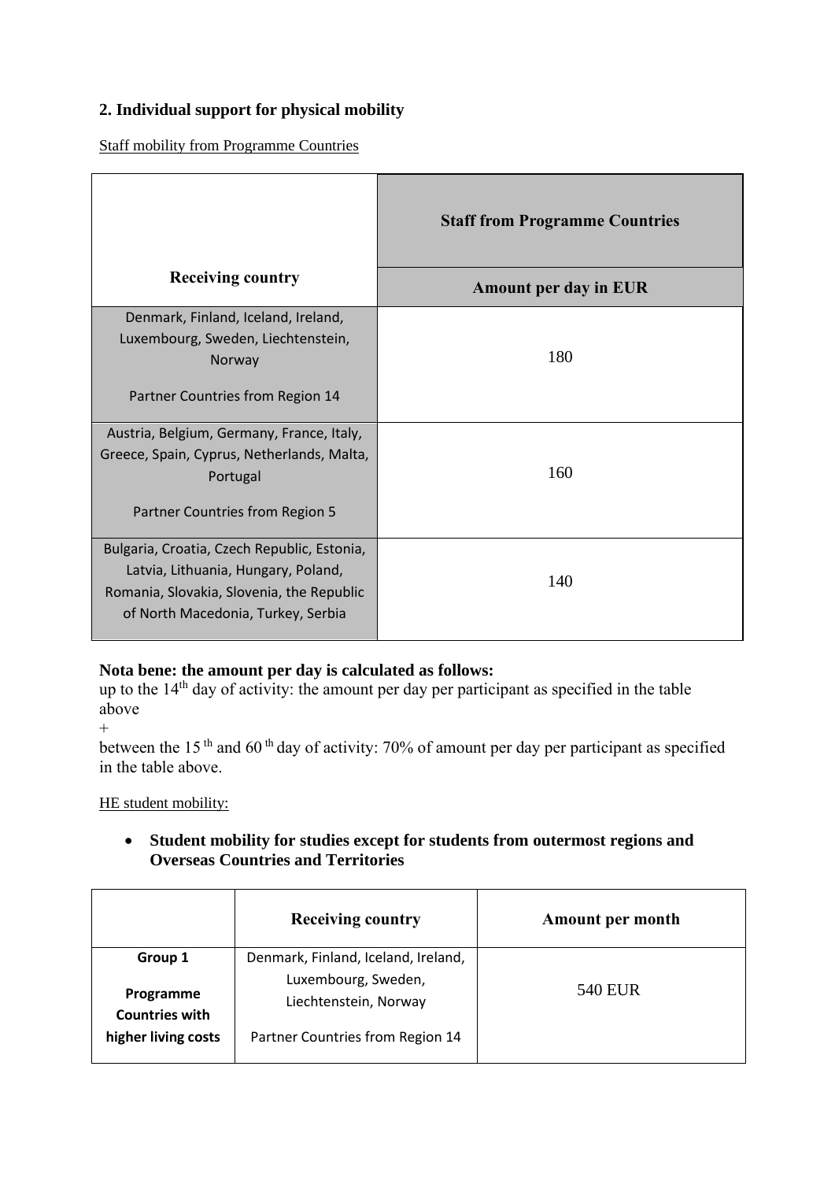## 2. Individual support for physical mobility

Staff mobility from Programme Countries

| Receiving country | Staff from Programme Countries |
|---|---|
| | Amount per day in EUR |
| Denmark, Finland, Iceland, Ireland, Luxembourg, Sweden, Liechtenstein, Norway<br><br>Partner Countries from Region 14 | 180 |
| Austria, Belgium, Germany, France, Italy, Greece, Spain, Cyprus, Netherlands, Malta, Portugal<br><br>Partner Countries from Region 5 | 160 |
| Bulgaria, Croatia, Czech Republic, Estonia, Latvia, Lithuania, Hungary, Poland, Romania, Slovakia, Slovenia, the Republic of North Macedonia, Turkey, Serbia | 140 |

**Nota bene: the amount per day is calculated as follows:**
up to the 14th day of activity: the amount per day per participant as specified in the table above
+
between the 15th and 60th day of activity: 70% of amount per day per participant as specified in the table above.

HE student mobility:

- **Student mobility for studies except for students from outermost regions and Overseas Countries and Territories**

| | Receiving country | Amount per month |
|---|---|---|
| **Group 1**<br><br>**Programme Countries with higher living costs** | Denmark, Finland, Iceland, Ireland, Luxembourg, Sweden, Liechtenstein, Norway<br><br>Partner Countries from Region 14 | 540 EUR |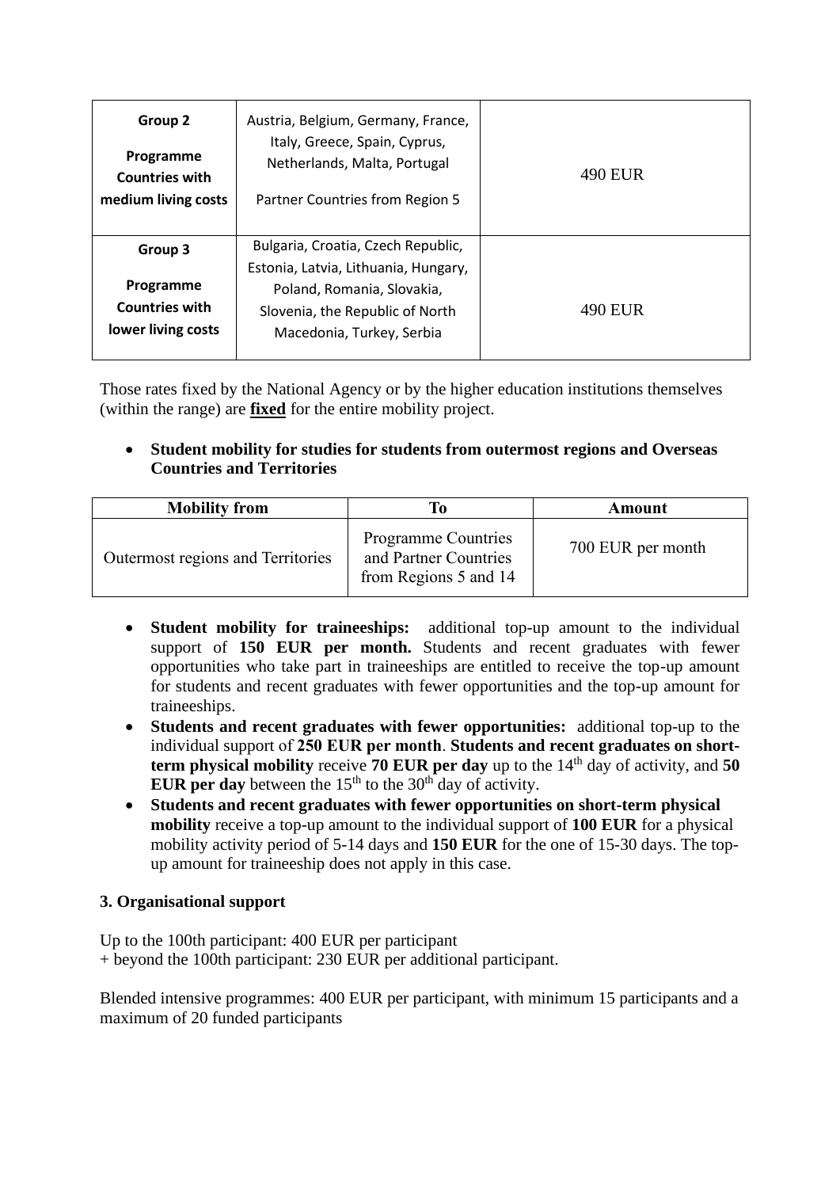| Group 2<br><br>Programme Countries with medium living costs | Austria, Belgium, Germany, France, Italy, Greece, Spain, Cyprus, Netherlands, Malta, Portugal<br><br>Partner Countries from Region 5 | 490 EUR |
|---|---|---|
| Group 3<br><br>Programme Countries with lower living costs | Bulgaria, Croatia, Czech Republic, Estonia, Latvia, Lithuania, Hungary, Poland, Romania, Slovakia, Slovenia, the Republic of North Macedonia, Turkey, Serbia | 490 EUR |

Those rates fixed by the National Agency or by the higher education institutions themselves (within the range) are **fixed** for the entire mobility project.

- **Student mobility for studies for students from outermost regions and Overseas Countries and Territories**

| Mobility from | To | Amount |
|---|---|---|
| Outermost regions and Territories | Programme Countries and Partner Countries from Regions 5 and 14 | 700 EUR per month |

- **Student mobility for traineeships:** additional top-up amount to the individual support of **150 EUR per month.** Students and recent graduates with fewer opportunities who take part in traineeships are entitled to receive the top-up amount for students and recent graduates with fewer opportunities and the top-up amount for traineeships.
- **Students and recent graduates with fewer opportunities:** additional top-up to the individual support of **250 EUR per month**. **Students and recent graduates on short-term physical mobility** receive **70 EUR per day** up to the 14th day of activity, and **50 EUR per day** between the 15th to the 30th day of activity.
- **Students and recent graduates with fewer opportunities on short-term physical mobility** receive a top-up amount to the individual support of **100 EUR** for a physical mobility activity period of 5-14 days and **150 EUR** for the one of 15-30 days. The top-up amount for traineeship does not apply in this case.

### 3. Organisational support

Up to the 100th participant: 400 EUR per participant
+ beyond the 100th participant: 230 EUR per additional participant.

Blended intensive programmes: 400 EUR per participant, with minimum 15 participants and a maximum of 20 funded participants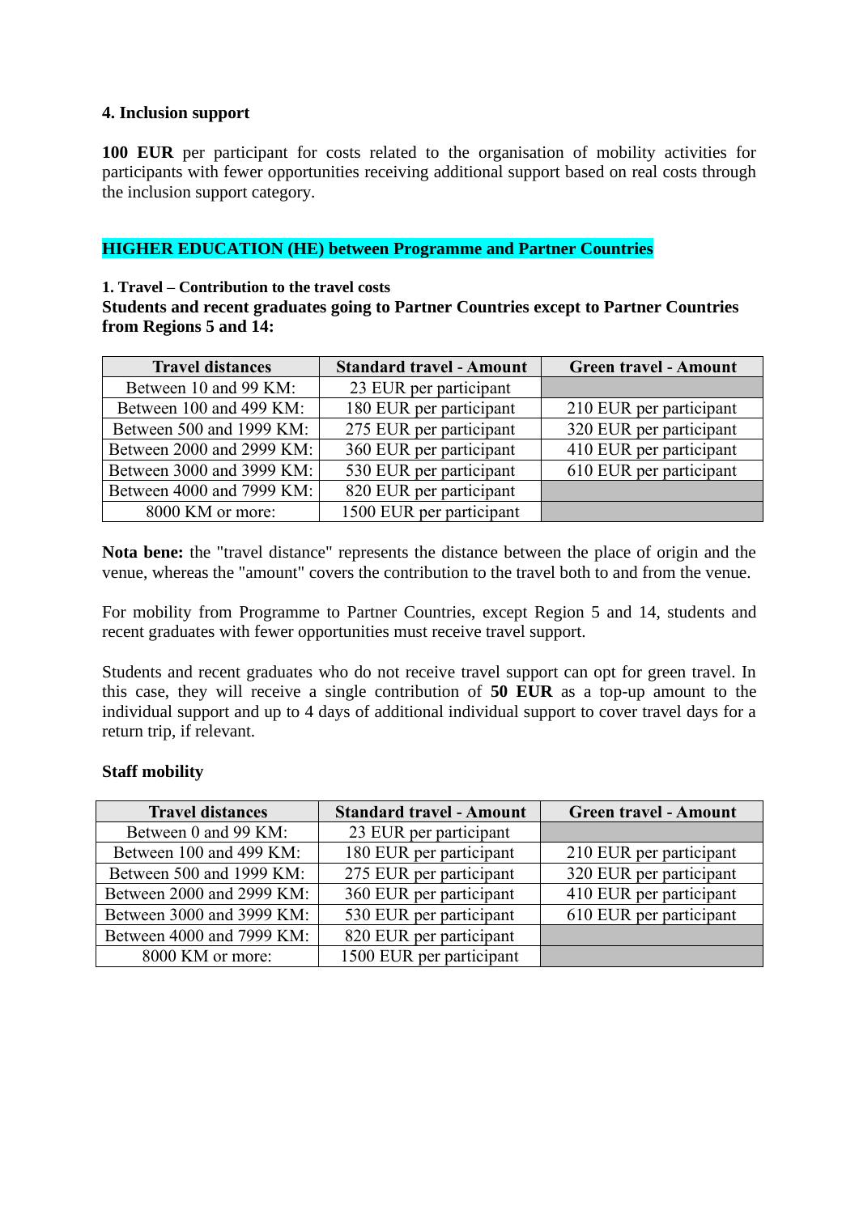**4. Inclusion support**

**100 EUR** per participant for costs related to the organisation of mobility activities for participants with fewer opportunities receiving additional support based on real costs through the inclusion support category.

## HIGHER EDUCATION (HE) between Programme and Partner Countries

**1. Travel – Contribution to the travel costs**

**Students and recent graduates going to Partner Countries except to Partner Countries from Regions 5 and 14:**

| Travel distances | Standard travel - Amount | Green travel - Amount |
|---|---|---|
| Between 10 and 99 KM: | 23 EUR per participant | |
| Between 100 and 499 KM: | 180 EUR per participant | 210 EUR per participant |
| Between 500 and 1999 KM: | 275 EUR per participant | 320 EUR per participant |
| Between 2000 and 2999 KM: | 360 EUR per participant | 410 EUR per participant |
| Between 3000 and 3999 KM: | 530 EUR per participant | 610 EUR per participant |
| Between 4000 and 7999 KM: | 820 EUR per participant | |
| 8000 KM or more: | 1500 EUR per participant | |

**Nota bene:** the "travel distance" represents the distance between the place of origin and the venue, whereas the "amount" covers the contribution to the travel both to and from the venue.

For mobility from Programme to Partner Countries, except Region 5 and 14, students and recent graduates with fewer opportunities must receive travel support.

Students and recent graduates who do not receive travel support can opt for green travel. In this case, they will receive a single contribution of **50 EUR** as a top-up amount to the individual support and up to 4 days of additional individual support to cover travel days for a return trip, if relevant.

**Staff mobility**

| Travel distances | Standard travel - Amount | Green travel - Amount |
|---|---|---|
| Between 0 and 99 KM: | 23 EUR per participant | |
| Between 100 and 499 KM: | 180 EUR per participant | 210 EUR per participant |
| Between 500 and 1999 KM: | 275 EUR per participant | 320 EUR per participant |
| Between 2000 and 2999 KM: | 360 EUR per participant | 410 EUR per participant |
| Between 3000 and 3999 KM: | 530 EUR per participant | 610 EUR per participant |
| Between 4000 and 7999 KM: | 820 EUR per participant | |
| 8000 KM or more: | 1500 EUR per participant | |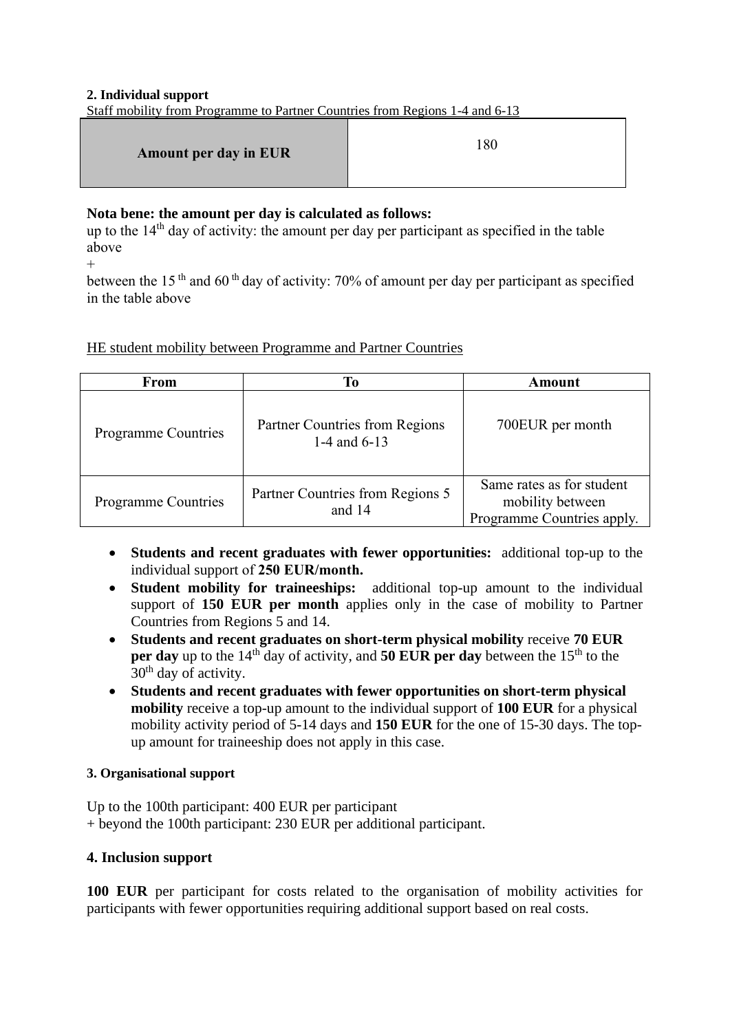**2. Individual support**

Staff mobility from Programme to Partner Countries from Regions 1-4 and 6-13

| | |
|---|---|
| **Amount per day in EUR** | 180 |

**Nota bene: the amount per day is calculated as follows:**

up to the 14th day of activity: the amount per day per participant as specified in the table above

+

between the 15 th and 60 th day of activity: 70% of amount per day per participant as specified in the table above

HE student mobility between Programme and Partner Countries

| From | To | Amount |
|---|---|---|
| Programme Countries | Partner Countries from Regions 1-4 and 6-13 | 700EUR per month |
| Programme Countries | Partner Countries from Regions 5 and 14 | Same rates as for student mobility between Programme Countries apply. |

- **Students and recent graduates with fewer opportunities:** additional top-up to the individual support of **250 EUR/month.**
- **Student mobility for traineeships:** additional top-up amount to the individual support of **150 EUR per month** applies only in the case of mobility to Partner Countries from Regions 5 and 14.
- **Students and recent graduates on short-term physical mobility** receive **70 EUR per day** up to the 14th day of activity, and **50 EUR per day** between the 15th to the 30th day of activity.
- **Students and recent graduates with fewer opportunities on short-term physical mobility** receive a top-up amount to the individual support of **100 EUR** for a physical mobility activity period of 5-14 days and **150 EUR** for the one of 15-30 days. The top-up amount for traineeship does not apply in this case.

**3. Organisational support**

Up to the 100th participant: 400 EUR per participant
+ beyond the 100th participant: 230 EUR per additional participant.

**4. Inclusion support**

**100 EUR** per participant for costs related to the organisation of mobility activities for participants with fewer opportunities requiring additional support based on real costs.